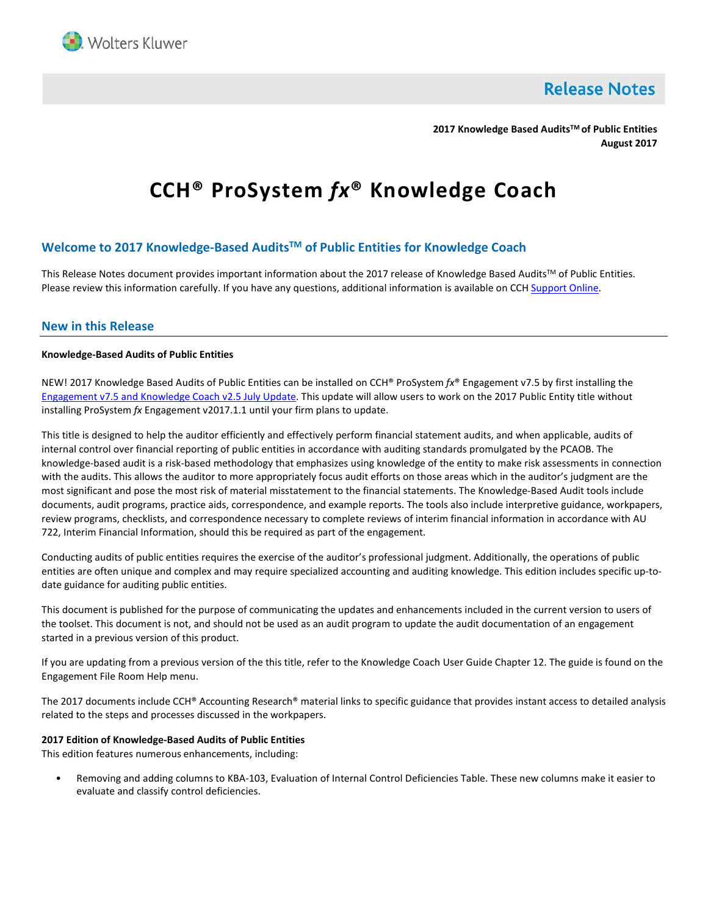# Release Notes

**2017 Knowledge Based Audits™ of Public Entities**
**August 2017**

# CCH® ProSystem *fx*® Knowledge Coach

## Welcome to 2017 Knowledge-Based Audits™ of Public Entities for Knowledge Coach

This Release Notes document provides important information about the 2017 release of Knowledge Based Audits™ of Public Entities. Please review this information carefully. If you have any questions, additional information is available on CCH Support Online.

## New in this Release

**Knowledge-Based Audits of Public Entities**

NEW! 2017 Knowledge Based Audits of Public Entities can be installed on CCH® ProSystem *fx*® Engagement v7.5 by first installing the Engagement v7.5 and Knowledge Coach v2.5 July Update. This update will allow users to work on the 2017 Public Entity title without installing ProSystem *fx* Engagement v2017.1.1 until your firm plans to update.

This title is designed to help the auditor efficiently and effectively perform financial statement audits, and when applicable, audits of internal control over financial reporting of public entities in accordance with auditing standards promulgated by the PCAOB. The knowledge-based audit is a risk-based methodology that emphasizes using knowledge of the entity to make risk assessments in connection with the audits. This allows the auditor to more appropriately focus audit efforts on those areas which in the auditor's judgment are the most significant and pose the most risk of material misstatement to the financial statements. The Knowledge-Based Audit tools include documents, audit programs, practice aids, correspondence, and example reports. The tools also include interpretive guidance, workpapers, review programs, checklists, and correspondence necessary to complete reviews of interim financial information in accordance with AU 722, Interim Financial Information, should this be required as part of the engagement.

Conducting audits of public entities requires the exercise of the auditor's professional judgment. Additionally, the operations of public entities are often unique and complex and may require specialized accounting and auditing knowledge. This edition includes specific up-to-date guidance for auditing public entities.

This document is published for the purpose of communicating the updates and enhancements included in the current version to users of the toolset. This document is not, and should not be used as an audit program to update the audit documentation of an engagement started in a previous version of this product.

If you are updating from a previous version of the this title, refer to the Knowledge Coach User Guide Chapter 12. The guide is found on the Engagement File Room Help menu.

The 2017 documents include CCH® Accounting Research® material links to specific guidance that provides instant access to detailed analysis related to the steps and processes discussed in the workpapers.

**2017 Edition of Knowledge-Based Audits of Public Entities**
This edition features numerous enhancements, including:

- Removing and adding columns to KBA-103, Evaluation of Internal Control Deficiencies Table. These new columns make it easier to evaluate and classify control deficiencies.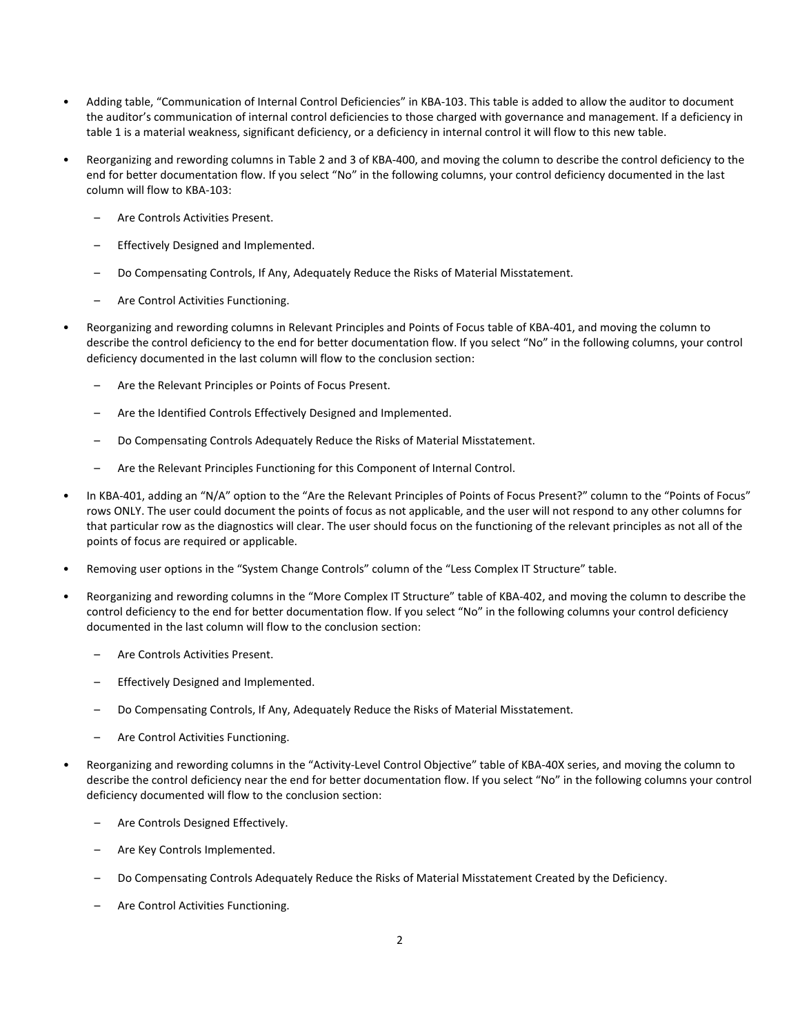- Adding table, "Communication of Internal Control Deficiencies" in KBA-103. This table is added to allow the auditor to document the auditor's communication of internal control deficiencies to those charged with governance and management. If a deficiency in table 1 is a material weakness, significant deficiency, or a deficiency in internal control it will flow to this new table.
- Reorganizing and rewording columns in Table 2 and 3 of KBA-400, and moving the column to describe the control deficiency to the end for better documentation flow. If you select "No" in the following columns, your control deficiency documented in the last column will flow to KBA-103:
  - Are Controls Activities Present.
  - Effectively Designed and Implemented.
  - Do Compensating Controls, If Any, Adequately Reduce the Risks of Material Misstatement.
  - Are Control Activities Functioning.
- Reorganizing and rewording columns in Relevant Principles and Points of Focus table of KBA-401, and moving the column to describe the control deficiency to the end for better documentation flow. If you select "No" in the following columns, your control deficiency documented in the last column will flow to the conclusion section:
  - Are the Relevant Principles or Points of Focus Present.
  - Are the Identified Controls Effectively Designed and Implemented.
  - Do Compensating Controls Adequately Reduce the Risks of Material Misstatement.
  - Are the Relevant Principles Functioning for this Component of Internal Control.
- In KBA-401, adding an "N/A" option to the "Are the Relevant Principles of Points of Focus Present?" column to the "Points of Focus" rows ONLY. The user could document the points of focus as not applicable, and the user will not respond to any other columns for that particular row as the diagnostics will clear. The user should focus on the functioning of the relevant principles as not all of the points of focus are required or applicable.
- Removing user options in the "System Change Controls" column of the "Less Complex IT Structure" table.
- Reorganizing and rewording columns in the "More Complex IT Structure" table of KBA-402, and moving the column to describe the control deficiency to the end for better documentation flow. If you select "No" in the following columns your control deficiency documented in the last column will flow to the conclusion section:
  - Are Controls Activities Present.
  - Effectively Designed and Implemented.
  - Do Compensating Controls, If Any, Adequately Reduce the Risks of Material Misstatement.
  - Are Control Activities Functioning.
- Reorganizing and rewording columns in the "Activity-Level Control Objective" table of KBA-40X series, and moving the column to describe the control deficiency near the end for better documentation flow. If you select "No" in the following columns your control deficiency documented will flow to the conclusion section:
  - Are Controls Designed Effectively.
  - Are Key Controls Implemented.
  - Do Compensating Controls Adequately Reduce the Risks of Material Misstatement Created by the Deficiency.
  - Are Control Activities Functioning.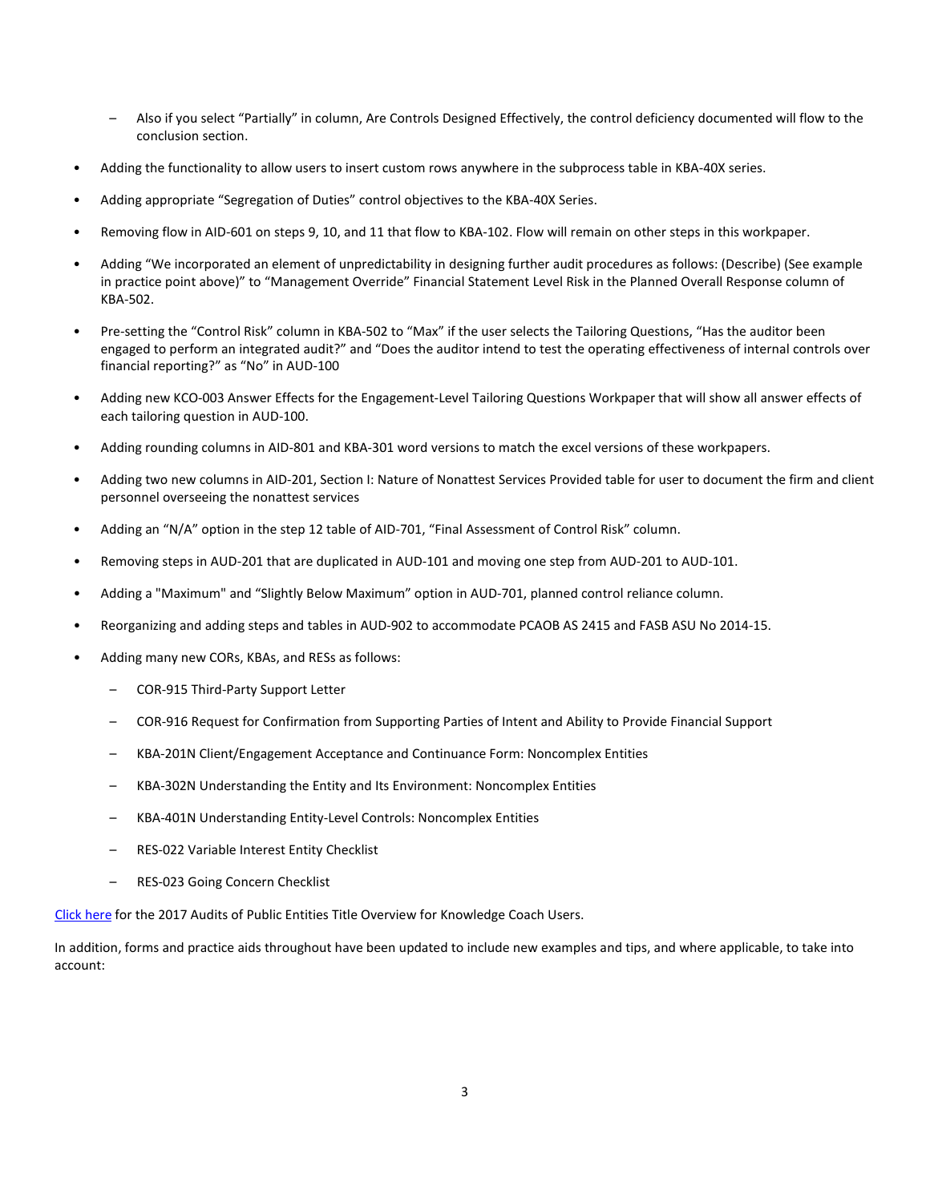- Also if you select "Partially" in column, Are Controls Designed Effectively, the control deficiency documented will flow to the conclusion section.

- Adding the functionality to allow users to insert custom rows anywhere in the subprocess table in KBA-40X series.
- Adding appropriate "Segregation of Duties" control objectives to the KBA-40X Series.
- Removing flow in AID-601 on steps 9, 10, and 11 that flow to KBA-102. Flow will remain on other steps in this workpaper.
- Adding "We incorporated an element of unpredictability in designing further audit procedures as follows: (Describe) (See example in practice point above)" to "Management Override" Financial Statement Level Risk in the Planned Overall Response column of KBA-502.
- Pre-setting the "Control Risk" column in KBA-502 to "Max" if the user selects the Tailoring Questions, "Has the auditor been engaged to perform an integrated audit?" and "Does the auditor intend to test the operating effectiveness of internal controls over financial reporting?" as "No" in AUD-100
- Adding new KCO-003 Answer Effects for the Engagement-Level Tailoring Questions Workpaper that will show all answer effects of each tailoring question in AUD-100.
- Adding rounding columns in AID-801 and KBA-301 word versions to match the excel versions of these workpapers.
- Adding two new columns in AID-201, Section I: Nature of Nonattest Services Provided table for user to document the firm and client personnel overseeing the nonattest services
- Adding an "N/A" option in the step 12 table of AID-701, "Final Assessment of Control Risk" column.
- Removing steps in AUD-201 that are duplicated in AUD-101 and moving one step from AUD-201 to AUD-101.
- Adding a "Maximum" and "Slightly Below Maximum" option in AUD-701, planned control reliance column.
- Reorganizing and adding steps and tables in AUD-902 to accommodate PCAOB AS 2415 and FASB ASU No 2014-15.
- Adding many new CORs, KBAs, and RESs as follows:
  - COR-915 Third-Party Support Letter
  - COR-916 Request for Confirmation from Supporting Parties of Intent and Ability to Provide Financial Support
  - KBA-201N Client/Engagement Acceptance and Continuance Form: Noncomplex Entities
  - KBA-302N Understanding the Entity and Its Environment: Noncomplex Entities
  - KBA-401N Understanding Entity-Level Controls: Noncomplex Entities
  - RES-022 Variable Interest Entity Checklist
  - RES-023 Going Concern Checklist

Click here for the 2017 Audits of Public Entities Title Overview for Knowledge Coach Users.

In addition, forms and practice aids throughout have been updated to include new examples and tips, and where applicable, to take into account: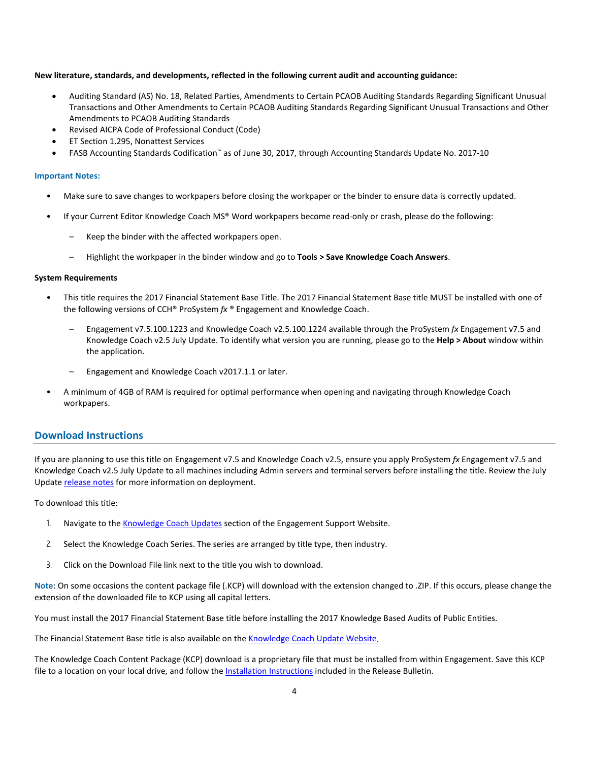**New literature, standards, and developments, reflected in the following current audit and accounting guidance:**

- Auditing Standard (AS) No. 18, Related Parties, Amendments to Certain PCAOB Auditing Standards Regarding Significant Unusual Transactions and Other Amendments to Certain PCAOB Auditing Standards Regarding Significant Unusual Transactions and Other Amendments to PCAOB Auditing Standards
- Revised AICPA Code of Professional Conduct (Code)
- ET Section 1.295, Nonattest Services
- FASB Accounting Standards Codification™ as of June 30, 2017, through Accounting Standards Update No. 2017-10

**Important Notes:**

- Make sure to save changes to workpapers before closing the workpaper or the binder to ensure data is correctly updated.
- If your Current Editor Knowledge Coach MS® Word workpapers become read-only or crash, please do the following:
  - Keep the binder with the affected workpapers open.
  - Highlight the workpaper in the binder window and go to **Tools > Save Knowledge Coach Answers**.

**System Requirements**

- This title requires the 2017 Financial Statement Base Title. The 2017 Financial Statement Base title MUST be installed with one of the following versions of CCH® ProSystem *fx* ® Engagement and Knowledge Coach.
  - Engagement v7.5.100.1223 and Knowledge Coach v2.5.100.1224 available through the ProSystem *fx* Engagement v7.5 and Knowledge Coach v2.5 July Update. To identify what version you are running, please go to the **Help > About** window within the application.
  - Engagement and Knowledge Coach v2017.1.1 or later.
- A minimum of 4GB of RAM is required for optimal performance when opening and navigating through Knowledge Coach workpapers.

## Download Instructions

If you are planning to use this title on Engagement v7.5 and Knowledge Coach v2.5, ensure you apply ProSystem *fx* Engagement v7.5 and Knowledge Coach v2.5 July Update to all machines including Admin servers and terminal servers before installing the title. Review the July Update release notes for more information on deployment.

To download this title:

1. Navigate to the Knowledge Coach Updates section of the Engagement Support Website.
2. Select the Knowledge Coach Series. The series are arranged by title type, then industry.
3. Click on the Download File link next to the title you wish to download.

**Note**: On some occasions the content package file (.KCP) will download with the extension changed to .ZIP. If this occurs, please change the extension of the downloaded file to KCP using all capital letters.

You must install the 2017 Financial Statement Base title before installing the 2017 Knowledge Based Audits of Public Entities.

The Financial Statement Base title is also available on the Knowledge Coach Update Website.

The Knowledge Coach Content Package (KCP) download is a proprietary file that must be installed from within Engagement. Save this KCP file to a location on your local drive, and follow the Installation Instructions included in the Release Bulletin.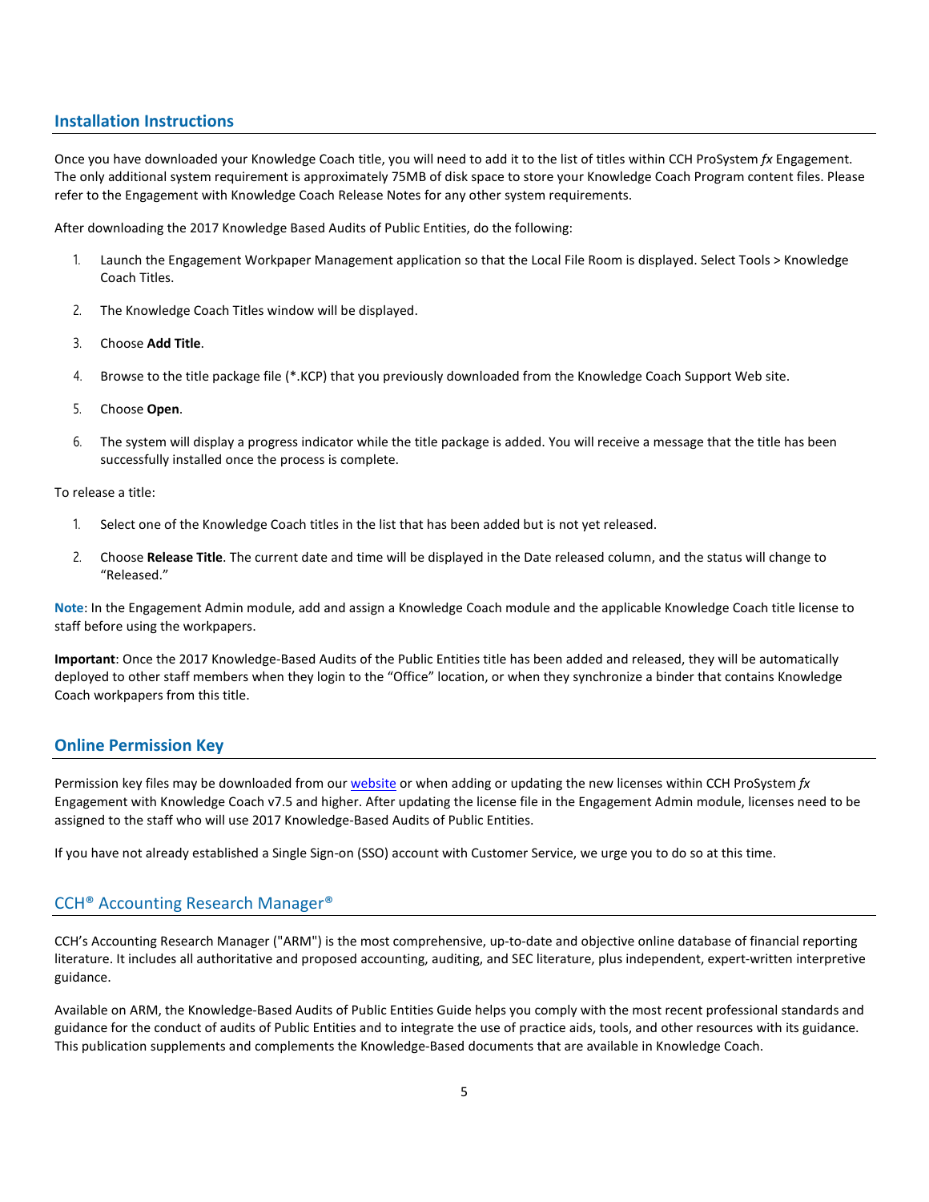## Installation Instructions

Once you have downloaded your Knowledge Coach title, you will need to add it to the list of titles within CCH ProSystem *fx* Engagement. The only additional system requirement is approximately 75MB of disk space to store your Knowledge Coach Program content files. Please refer to the Engagement with Knowledge Coach Release Notes for any other system requirements.

After downloading the 2017 Knowledge Based Audits of Public Entities, do the following:

1. Launch the Engagement Workpaper Management application so that the Local File Room is displayed. Select Tools > Knowledge Coach Titles.
2. The Knowledge Coach Titles window will be displayed.
3. Choose **Add Title**.
4. Browse to the title package file (*.KCP) that you previously downloaded from the Knowledge Coach Support Web site.
5. Choose **Open**.
6. The system will display a progress indicator while the title package is added. You will receive a message that the title has been successfully installed once the process is complete.

To release a title:

1. Select one of the Knowledge Coach titles in the list that has been added but is not yet released.
2. Choose **Release Title**. The current date and time will be displayed in the Date released column, and the status will change to "Released."

**Note**: In the Engagement Admin module, add and assign a Knowledge Coach module and the applicable Knowledge Coach title license to staff before using the workpapers.

**Important**: Once the 2017 Knowledge-Based Audits of the Public Entities title has been added and released, they will be automatically deployed to other staff members when they login to the "Office" location, or when they synchronize a binder that contains Knowledge Coach workpapers from this title.

## Online Permission Key

Permission key files may be downloaded from our website or when adding or updating the new licenses within CCH ProSystem *fx* Engagement with Knowledge Coach v7.5 and higher. After updating the license file in the Engagement Admin module, licenses need to be assigned to the staff who will use 2017 Knowledge-Based Audits of Public Entities.

If you have not already established a Single Sign-on (SSO) account with Customer Service, we urge you to do so at this time.

## CCH® Accounting Research Manager®

CCH's Accounting Research Manager ("ARM") is the most comprehensive, up-to-date and objective online database of financial reporting literature. It includes all authoritative and proposed accounting, auditing, and SEC literature, plus independent, expert-written interpretive guidance.

Available on ARM, the Knowledge-Based Audits of Public Entities Guide helps you comply with the most recent professional standards and guidance for the conduct of audits of Public Entities and to integrate the use of practice aids, tools, and other resources with its guidance. This publication supplements and complements the Knowledge-Based documents that are available in Knowledge Coach.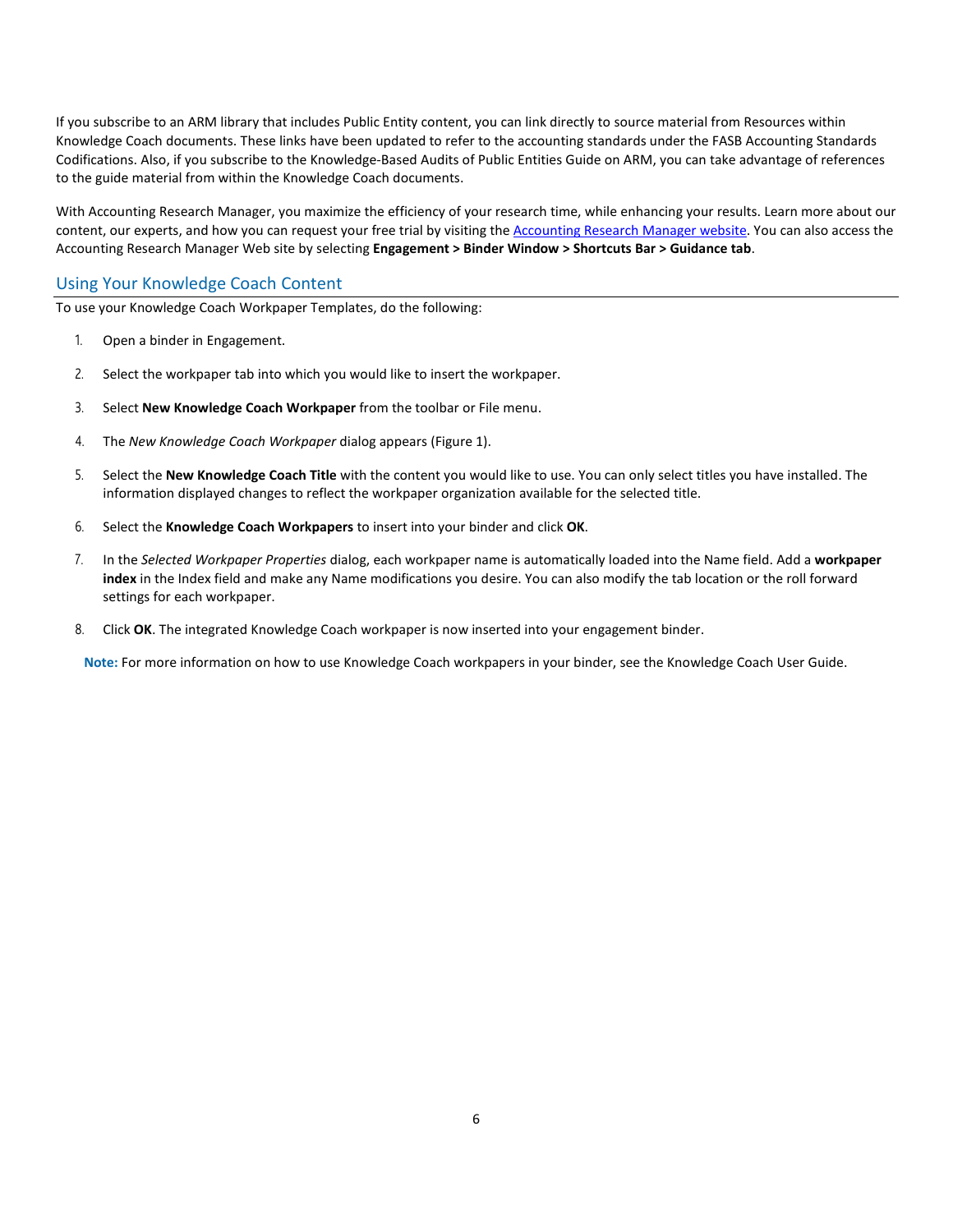If you subscribe to an ARM library that includes Public Entity content, you can link directly to source material from Resources within Knowledge Coach documents. These links have been updated to refer to the accounting standards under the FASB Accounting Standards Codifications. Also, if you subscribe to the Knowledge-Based Audits of Public Entities Guide on ARM, you can take advantage of references to the guide material from within the Knowledge Coach documents.

With Accounting Research Manager, you maximize the efficiency of your research time, while enhancing your results. Learn more about our content, our experts, and how you can request your free trial by visiting the Accounting Research Manager website. You can also access the Accounting Research Manager Web site by selecting **Engagement > Binder Window > Shortcuts Bar > Guidance tab**.

## Using Your Knowledge Coach Content

To use your Knowledge Coach Workpaper Templates, do the following:

1. Open a binder in Engagement.
2. Select the workpaper tab into which you would like to insert the workpaper.
3. Select **New Knowledge Coach Workpaper** from the toolbar or File menu.
4. The *New Knowledge Coach Workpaper* dialog appears (Figure 1).
5. Select the **New Knowledge Coach Title** with the content you would like to use. You can only select titles you have installed. The information displayed changes to reflect the workpaper organization available for the selected title.
6. Select the **Knowledge Coach Workpapers** to insert into your binder and click **OK**.
7. In the *Selected Workpaper Properties* dialog, each workpaper name is automatically loaded into the Name field. Add a **workpaper index** in the Index field and make any Name modifications you desire. You can also modify the tab location or the roll forward settings for each workpaper.
8. Click **OK**. The integrated Knowledge Coach workpaper is now inserted into your engagement binder.

**Note:** For more information on how to use Knowledge Coach workpapers in your binder, see the Knowledge Coach User Guide.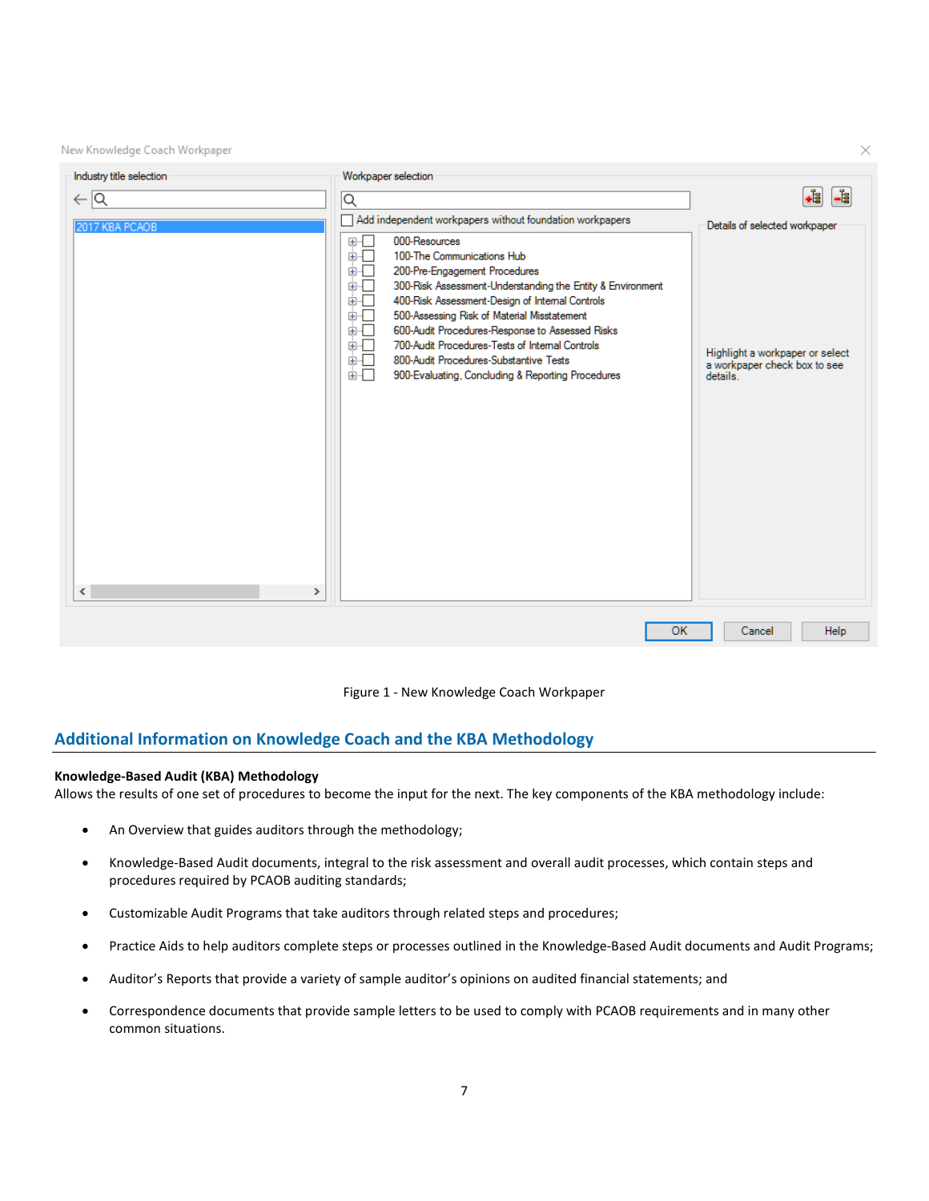Figure 1 - New Knowledge Coach Workpaper

## Additional Information on Knowledge Coach and the KBA Methodology

**Knowledge-Based Audit (KBA) Methodology**

Allows the results of one set of procedures to become the input for the next. The key components of the KBA methodology include:

- An Overview that guides auditors through the methodology;
- Knowledge-Based Audit documents, integral to the risk assessment and overall audit processes, which contain steps and procedures required by PCAOB auditing standards;
- Customizable Audit Programs that take auditors through related steps and procedures;
- Practice Aids to help auditors complete steps or processes outlined in the Knowledge-Based Audit documents and Audit Programs;
- Auditor's Reports that provide a variety of sample auditor's opinions on audited financial statements; and
- Correspondence documents that provide sample letters to be used to comply with PCAOB requirements and in many other common situations.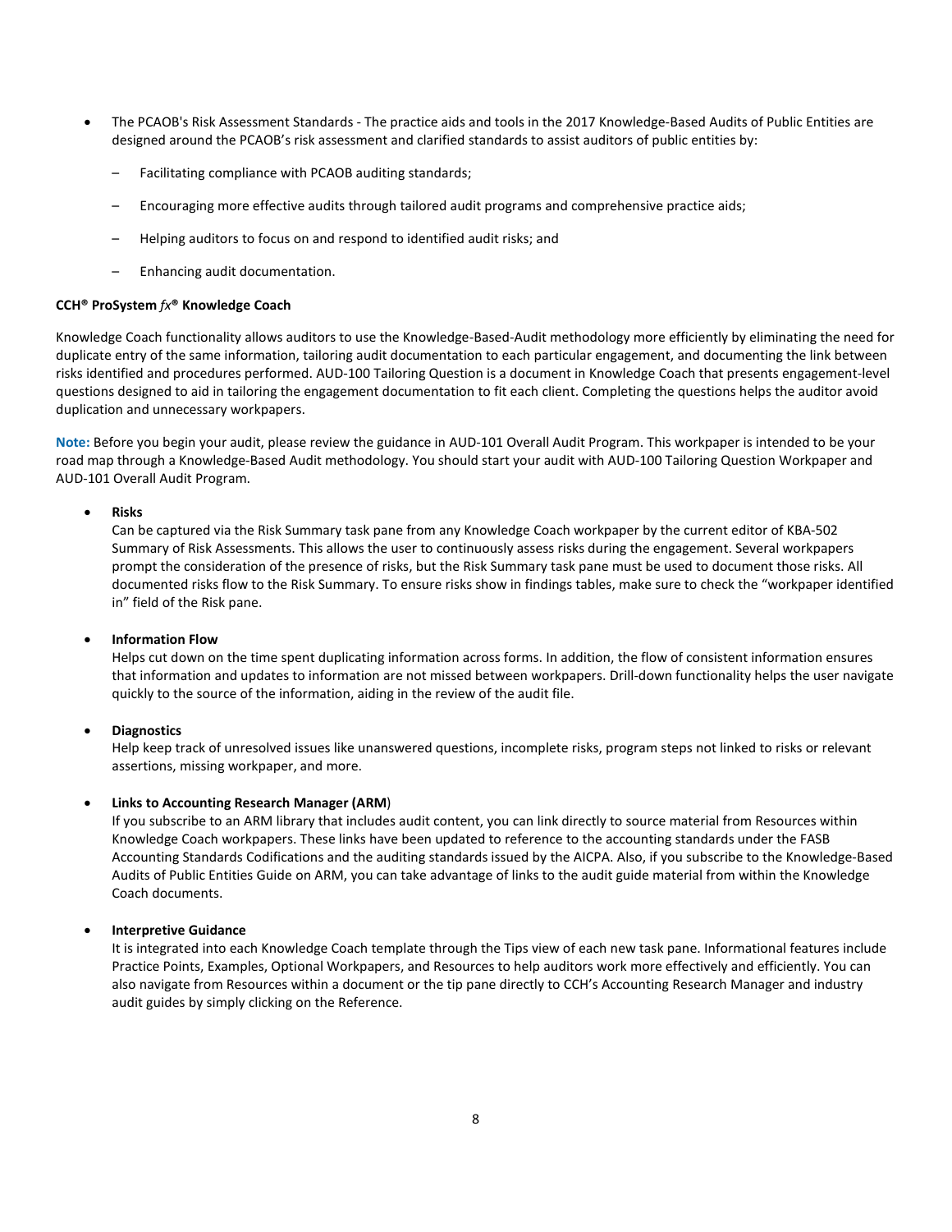- The PCAOB's Risk Assessment Standards - The practice aids and tools in the 2017 Knowledge-Based Audits of Public Entities are designed around the PCAOB's risk assessment and clarified standards to assist auditors of public entities by:
  - Facilitating compliance with PCAOB auditing standards;
  - Encouraging more effective audits through tailored audit programs and comprehensive practice aids;
  - Helping auditors to focus on and respond to identified audit risks; and
  - Enhancing audit documentation.

**CCH® ProSystem *fx*® Knowledge Coach**

Knowledge Coach functionality allows auditors to use the Knowledge-Based-Audit methodology more efficiently by eliminating the need for duplicate entry of the same information, tailoring audit documentation to each particular engagement, and documenting the link between risks identified and procedures performed. AUD-100 Tailoring Question is a document in Knowledge Coach that presents engagement-level questions designed to aid in tailoring the engagement documentation to fit each client. Completing the questions helps the auditor avoid duplication and unnecessary workpapers.

**Note:** Before you begin your audit, please review the guidance in AUD-101 Overall Audit Program. This workpaper is intended to be your road map through a Knowledge-Based Audit methodology. You should start your audit with AUD-100 Tailoring Question Workpaper and AUD-101 Overall Audit Program.

- **Risks**
  Can be captured via the Risk Summary task pane from any Knowledge Coach workpaper by the current editor of KBA-502 Summary of Risk Assessments. This allows the user to continuously assess risks during the engagement. Several workpapers prompt the consideration of the presence of risks, but the Risk Summary task pane must be used to document those risks. All documented risks flow to the Risk Summary. To ensure risks show in findings tables, make sure to check the "workpaper identified in" field of the Risk pane.

- **Information Flow**
  Helps cut down on the time spent duplicating information across forms. In addition, the flow of consistent information ensures that information and updates to information are not missed between workpapers. Drill-down functionality helps the user navigate quickly to the source of the information, aiding in the review of the audit file.

- **Diagnostics**
  Help keep track of unresolved issues like unanswered questions, incomplete risks, program steps not linked to risks or relevant assertions, missing workpaper, and more.

- **Links to Accounting Research Manager (ARM**)
  If you subscribe to an ARM library that includes audit content, you can link directly to source material from Resources within Knowledge Coach workpapers. These links have been updated to reference to the accounting standards under the FASB Accounting Standards Codifications and the auditing standards issued by the AICPA. Also, if you subscribe to the Knowledge-Based Audits of Public Entities Guide on ARM, you can take advantage of links to the audit guide material from within the Knowledge Coach documents.

- **Interpretive Guidance**
  It is integrated into each Knowledge Coach template through the Tips view of each new task pane. Informational features include Practice Points, Examples, Optional Workpapers, and Resources to help auditors work more effectively and efficiently. You can also navigate from Resources within a document or the tip pane directly to CCH's Accounting Research Manager and industry audit guides by simply clicking on the Reference.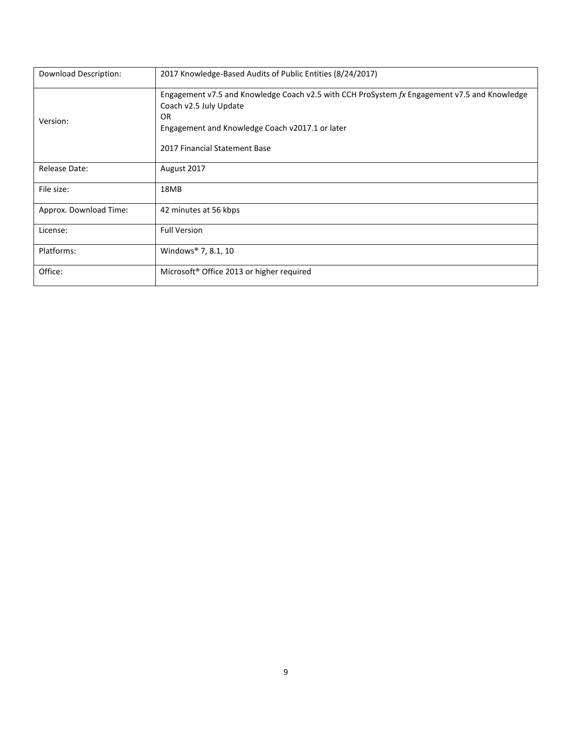| | |
|---|---|
| Download Description: | 2017 Knowledge-Based Audits of Public Entities (8/24/2017) |
| Version: | Engagement v7.5 and Knowledge Coach v2.5 with CCH ProSystem *fx* Engagement v7.5 and Knowledge Coach v2.5 July Update<br>OR<br>Engagement and Knowledge Coach v2017.1 or later<br><br>2017 Financial Statement Base |
| Release Date: | August 2017 |
| File size: | 18MB |
| Approx. Download Time: | 42 minutes at 56 kbps |
| License: | Full Version |
| Platforms: | Windows® 7, 8.1, 10 |
| Office: | Microsoft® Office 2013 or higher required |